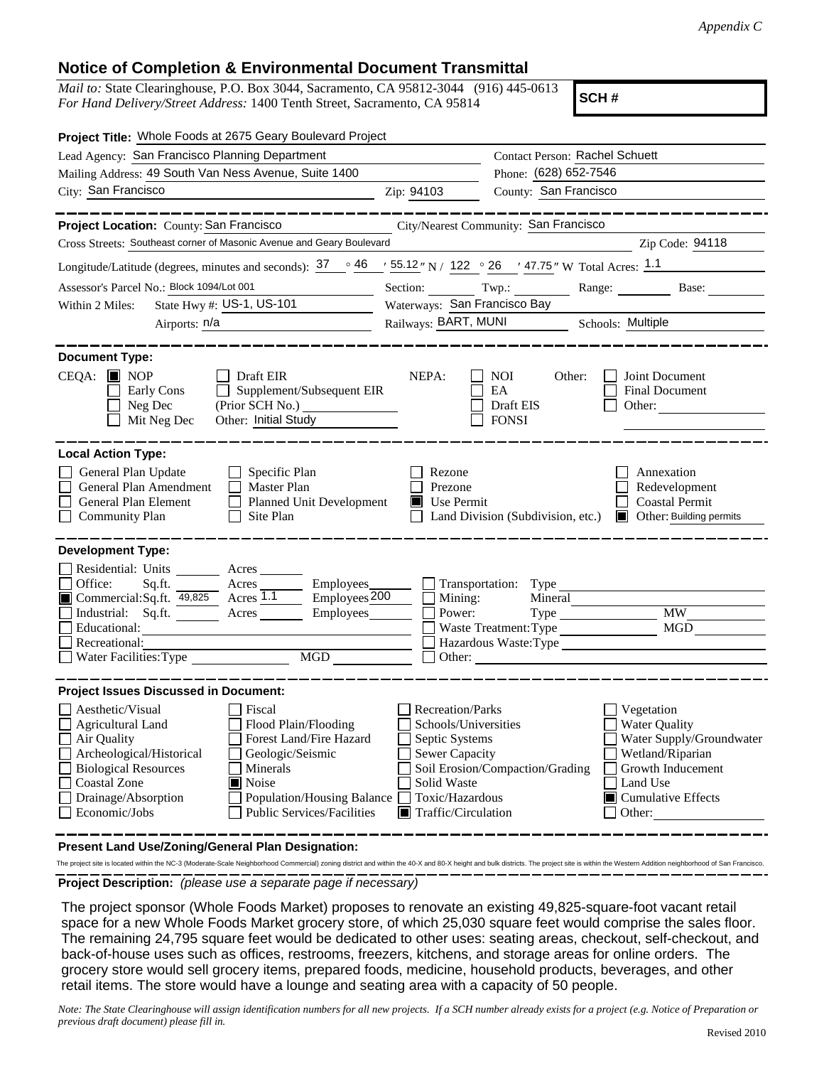*Appendix C*

## Notice of Completion & Environmental Document Transmittal

*Mail to:* State Clearinghouse, P.O. Box 3044, Sacramento, CA 95812-3044 (916) 445-0613
*For Hand Delivery/Street Address:* 1400 Tenth Street, Sacramento, CA 95814

**SCH #**

**Project Title:** Whole Foods at 2675 Geary Boulevard Project

Lead Agency: San Francisco Planning Department — Contact Person: Rachel Schuett

Mailing Address: 49 South Van Ness Avenue, Suite 1400 — Phone: (628) 652-7546

City: San Francisco — Zip: 94103 — County: San Francisco

---

**Project Location:** County: San Francisco — City/Nearest Community: San Francisco

Cross Streets: Southeast corner of Masonic Avenue and Geary Boulevard — Zip Code: 94118

Longitude/Latitude (degrees, minutes and seconds): 37 ° 46 ′ 55.12 ″ N / 122 ° 26 ′ 47.75 ″ W Total Acres: 1.1

Assessor's Parcel No.: Block 1094/Lot 001 — Section: ___ Twp.: ___ Range: ___ Base: ___

Within 2 Miles: State Hwy #: US-1, US-101 — Waterways: San Francisco Bay

Airports: n/a — Railways: BART, MUNI — Schools: Multiple

---

**Document Type:**

CEQA: ☒ NOP ☐ Draft EIR ☐ Early Cons ☐ Supplement/Subsequent EIR ☐ Neg Dec (Prior SCH No.) ___ ☐ Mit Neg Dec Other: Initial Study

NEPA: ☐ NOI ☐ EA ☐ Draft EIS ☐ FONSI

Other: ☐ Joint Document ☐ Final Document ☐ Other: ___

---

**Local Action Type:**

☐ General Plan Update ☐ General Plan Amendment ☐ General Plan Element ☐ Community Plan ☐ Specific Plan ☐ Master Plan ☐ Planned Unit Development ☐ Site Plan ☐ Rezone ☐ Prezone ☒ Use Permit ☐ Land Division (Subdivision, etc.) ☐ Annexation ☐ Redevelopment ☐ Coastal Permit ☒ Other: Building permits

---

**Development Type:**

☐ Residential: Units ___ Acres ___
☐ Office: Sq.ft. ___ Acres ___ Employees ___
☒ Commercial: Sq.ft. 49,825 Acres 1.1 Employees 200
☐ Industrial: Sq.ft. ___ Acres ___ Employees ___
☐ Educational: ___
☐ Recreational: ___
☐ Water Facilities: Type ___ MGD ___
☐ Transportation: Type ___
☐ Mining: Mineral ___
☐ Power: Type ___ MW ___
☐ Waste Treatment: Type ___ MGD ___
☐ Hazardous Waste: Type ___
☐ Other: ___

---

**Project Issues Discussed in Document:**

☐ Aesthetic/Visual ☐ Agricultural Land ☐ Air Quality ☐ Archeological/Historical ☐ Biological Resources ☐ Coastal Zone ☐ Drainage/Absorption ☐ Economic/Jobs ☐ Fiscal ☐ Flood Plain/Flooding ☐ Forest Land/Fire Hazard ☐ Geologic/Seismic ☐ Minerals ☒ Noise ☐ Population/Housing Balance ☐ Public Services/Facilities ☐ Recreation/Parks ☐ Schools/Universities ☐ Septic Systems ☐ Sewer Capacity ☐ Soil Erosion/Compaction/Grading ☐ Solid Waste ☐ Toxic/Hazardous ☒ Traffic/Circulation ☐ Vegetation ☐ Water Quality ☐ Water Supply/Groundwater ☐ Wetland/Riparian ☐ Growth Inducement ☐ Land Use ☒ Cumulative Effects ☐ Other: ___

---

**Present Land Use/Zoning/General Plan Designation:**

The project site is located within the NC-3 (Moderate-Scale Neighborhood Commercial) zoning district and within the 40-X and 80-X height and bulk districts. The project site is within the Western Addition neighborhood of San Francisco.

---

**Project Description:** *(please use a separate page if necessary)*

The project sponsor (Whole Foods Market) proposes to renovate an existing 49,825-square-foot vacant retail space for a new Whole Foods Market grocery store, of which 25,030 square feet would comprise the sales floor. The remaining 24,795 square feet would be dedicated to other uses: seating areas, checkout, self-checkout, and back-of-house uses such as offices, restrooms, freezers, kitchens, and storage areas for online orders. The grocery store would sell grocery items, prepared foods, medicine, household products, beverages, and other retail items. The store would have a lounge and seating area with a capacity of 50 people.

*Note: The State Clearinghouse will assign identification numbers for all new projects. If a SCH number already exists for a project (e.g. Notice of Preparation or previous draft document) please fill in.*

Revised 2010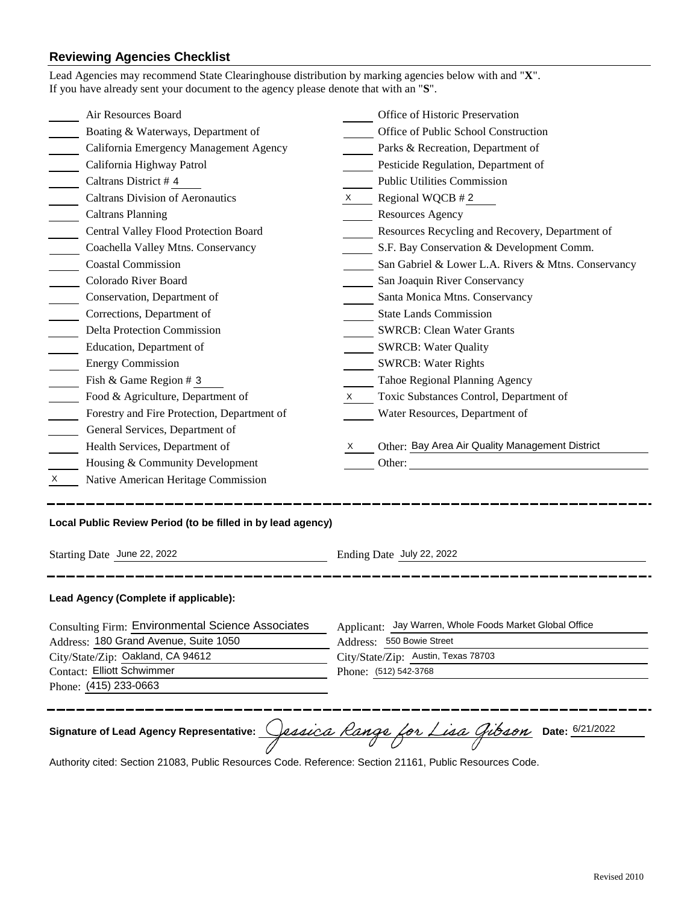## Reviewing Agencies Checklist

Lead Agencies may recommend State Clearinghouse distribution by marking agencies below with and "**X**".
If you have already sent your document to the agency please denote that with an "**S**".

| | | | |
|---|---|---|---|
| ____ | Air Resources Board | ____ | Office of Historic Preservation |
| ____ | Boating & Waterways, Department of | ____ | Office of Public School Construction |
| ____ | California Emergency Management Agency | ____ | Parks & Recreation, Department of |
| ____ | California Highway Patrol | ____ | Pesticide Regulation, Department of |
| ____ | Caltrans District # 4 | ____ | Public Utilities Commission |
| ____ | Caltrans Division of Aeronautics | X | Regional WQCB # 2 |
| ____ | Caltrans Planning | ____ | Resources Agency |
| ____ | Central Valley Flood Protection Board | ____ | Resources Recycling and Recovery, Department of |
| ____ | Coachella Valley Mtns. Conservancy | ____ | S.F. Bay Conservation & Development Comm. |
| ____ | Coastal Commission | ____ | San Gabriel & Lower L.A. Rivers & Mtns. Conservancy |
| ____ | Colorado River Board | ____ | San Joaquin River Conservancy |
| ____ | Conservation, Department of | ____ | Santa Monica Mtns. Conservancy |
| ____ | Corrections, Department of | ____ | State Lands Commission |
| ____ | Delta Protection Commission | ____ | SWRCB: Clean Water Grants |
| ____ | Education, Department of | ____ | SWRCB: Water Quality |
| ____ | Energy Commission | ____ | SWRCB: Water Rights |
| ____ | Fish & Game Region # 3 | ____ | Tahoe Regional Planning Agency |
| ____ | Food & Agriculture, Department of | X | Toxic Substances Control, Department of |
| ____ | Forestry and Fire Protection, Department of | ____ | Water Resources, Department of |
| ____ | General Services, Department of | | |
| ____ | Health Services, Department of | X | Other: Bay Area Air Quality Management District |
| ____ | Housing & Community Development | ____ | Other: |
| X | Native American Heritage Commission | | |

---

### Local Public Review Period (to be filled in by lead agency)

Starting Date June 22, 2022 Ending Date July 22, 2022

---

### Lead Agency (Complete if applicable):

Consulting Firm: Environmental Science Associates
Address: 180 Grand Avenue, Suite 1050
City/State/Zip: Oakland, CA 94612
Contact: Elliott Schwimmer
Phone: (415) 233-0663

Applicant: Jay Warren, Whole Foods Market Global Office
Address: 550 Bowie Street
City/State/Zip: Austin, Texas 78703
Phone: (512) 542-3768

---

**Signature of Lead Agency Representative:** *Jessica Range for Lisa Gibson* **Date:** 6/21/2022

Authority cited: Section 21083, Public Resources Code. Reference: Section 21161, Public Resources Code.

Revised 2010